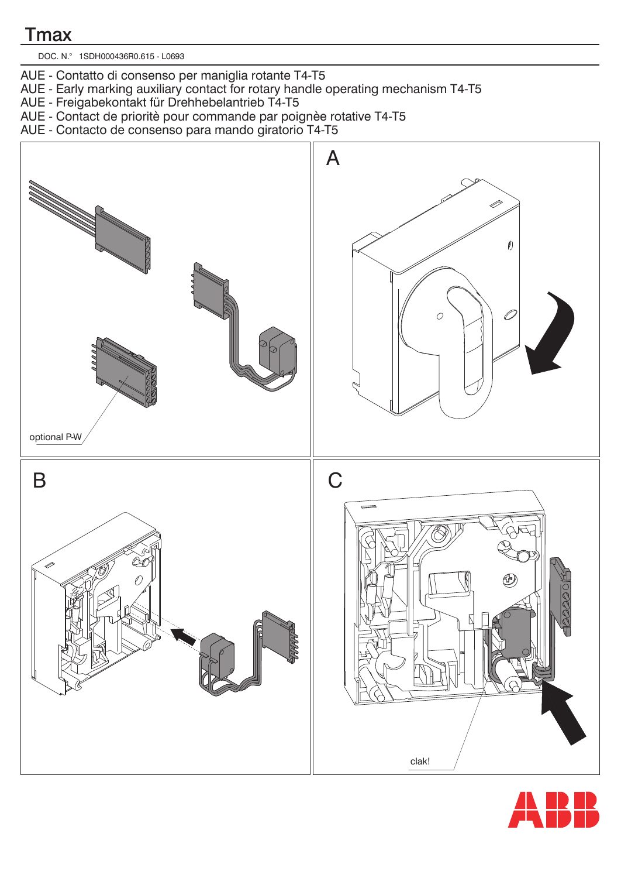# Tmax

DOC. N.° 1SDH000436R0.615 - L0693

AUE - Contatto di consenso per maniglia rotante T4-T5
AUE - Early marking auxiliary contact for rotary handle operating mechanism T4-T5
AUE - Freigabekontakt für Drehhebelantrieb T4-T5
AUE - Contact de prioritè pour commande par poignèe rotative T4-T5
AUE - Contacto de consenso para mando giratorio T4-T5

optional P-W

A

B

C

clak!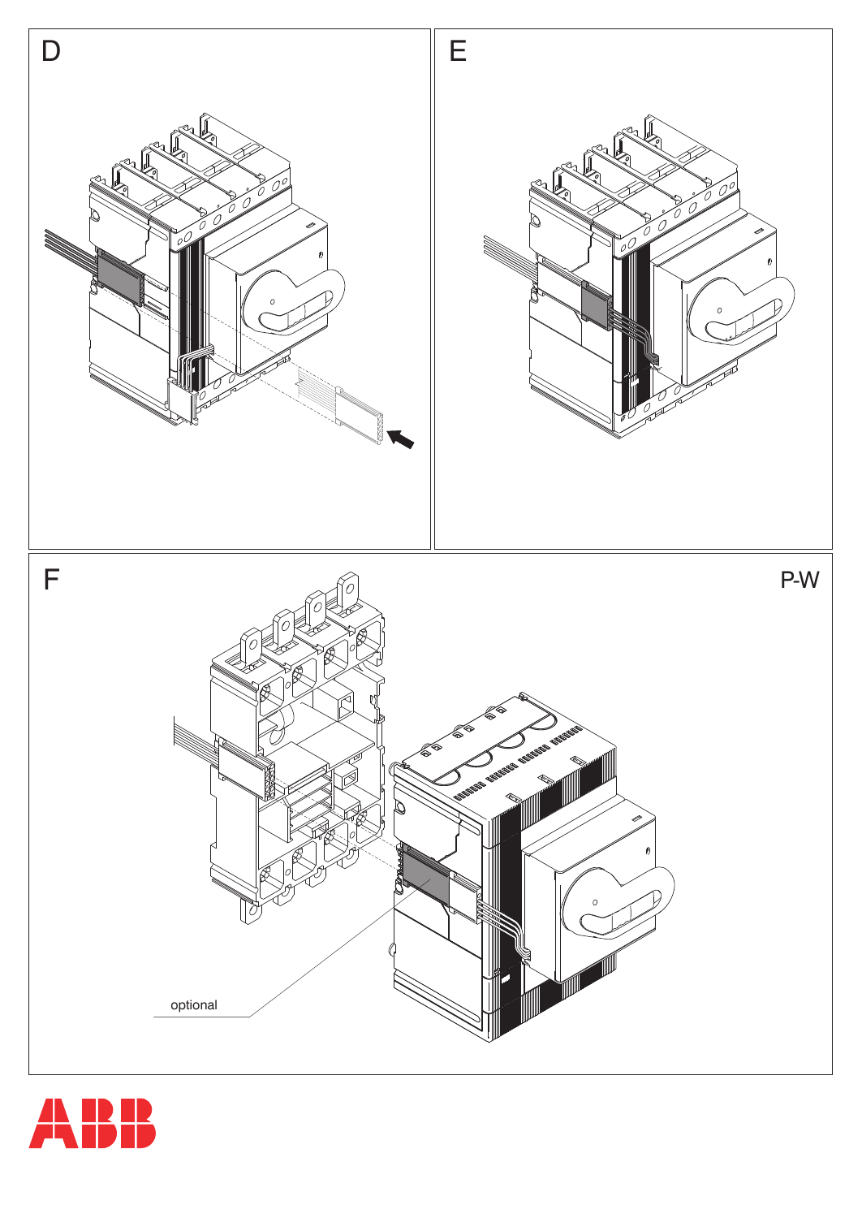D

E

F

P-W

optional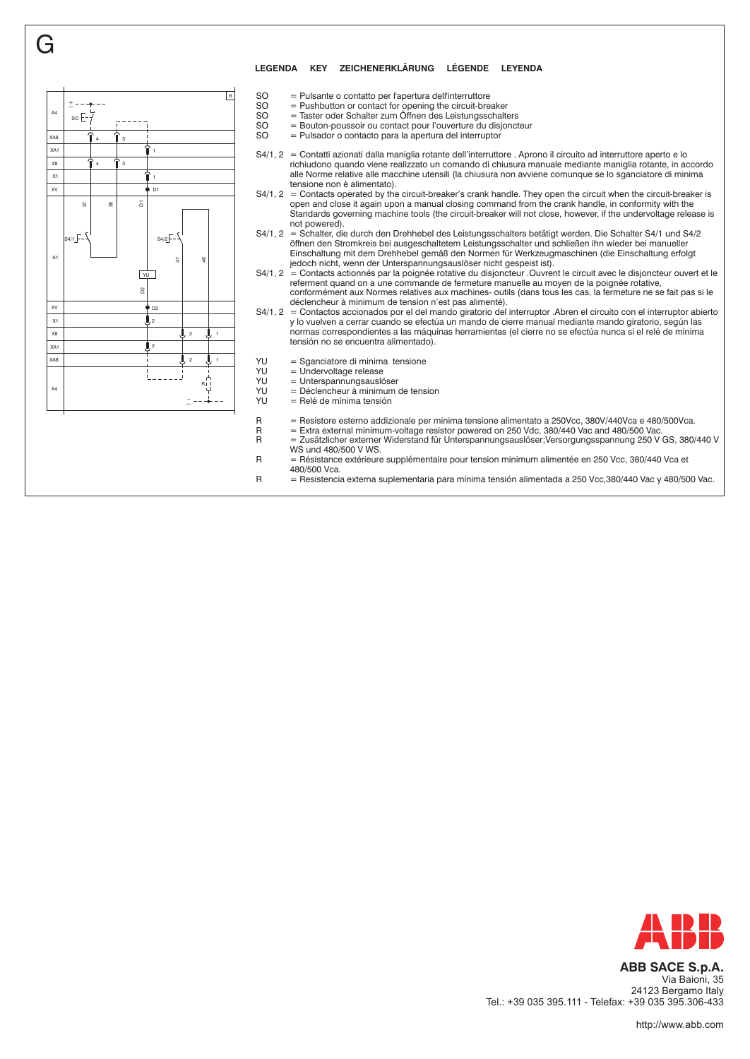# G

**LEGENDA KEY ZEICHENERKLÄRUNG LÉGENDE LEYENDA**

SO = Pulsante o contatto per l'apertura dell'interruttore
SO = Pushbutton or contact for opening the circuit-breaker
SO = Taster oder Schalter zum Öffnen des Leistungsschalters
SO = Bouton-poussoir ou contact pour l'ouverture du disjoncteur
SO = Pulsador o contacto para la apertura del interruptor

S4/1, 2 = Contatti azionati dalla maniglia rotante dell'interruttore . Aprono il circuito ad interruttore aperto e lo richiudono quando viene realizzato un comando di chiusura manuale mediante maniglia rotante, in accordo alle Norme relative alle macchine utensili (la chiusura non avviene comunque se lo sganciatore di minima tensione non è alimentato).

S4/1, 2 = Contacts operated by the circuit-breaker's crank handle. They open the circuit when the circuit-breaker is open and close it again upon a manual closing command from the crank handle, in conformity with the Standards governing machine tools (the circuit-breaker will not close, however, if the undervoltage release is not powered).

S4/1, 2 = Schalter, die durch den Drehhebel des Leistungsschalters betätigt werden. Die Schalter S4/1 und S4/2 öffnen den Stromkreis bei ausgeschaltetem Leistungsschalter und schließen ihn wieder bei manueller Einschaltung mit dem Drehhebel gemäß den Normen für Werkzeugmaschinen (die Einschaltung erfolgt jedoch nicht, wenn der Unterspannungsauslöser nicht gespeist ist).

S4/1, 2 = Contacts actionnés par la poignée rotative du disjoncteur .Ouvrent le circuit avec le disjoncteur ouvert et le referment quand on a une commande de fermeture manuelle au moyen de la poignée rotative, conformément aux Normes relatives aux machines- outils (dans tous les cas, la fermeture ne se fait pas si le déclencheur à minimum de tension n'est pas alimenté).

S4/1, 2 = Contactos accionados por el del mando giratorio del interruptor .Abren el circuito con el interruptor abierto y lo vuelven a cerrar cuando se efectúa un mando de cierre manual mediante mando giratorio, según las normas correspondientes a las máquinas herramientas (el cierre no se efectúa nunca si el relé de mínima tensión no se encuentra alimentado).

YU = Sganciatore di minima tensione
YU = Undervoltage release
YU = Unterspannungsauslöser
YU = Déclencheur à minimum de tension
YU = Relé de mínima tensión

R = Resistore esterno addizionale per minima tensione alimentato a 250Vcc, 380V/440Vca e 480/500Vca.
R = Extra external minimum-voltage resistor powered on 250 Vdc, 380/440 Vac and 480/500 Vac.
R = Zusätzlicher externer Widerstand für Unterspannungsauslöser;Versorgungsspannung 250 V GS, 380/440 V WS und 480/500 V WS.
R = Résistance extérieure supplémentaire pour tension minimum alimentée en 250 Vcc, 380/440 Vca et 480/500 Vca.
R = Resistencia externa suplementaria para mínima tensión alimentada a 250 Vcc,380/440 Vac y 480/500 Vac.

**ABB SACE S.p.A.**
Via Baioni, 35
24123 Bergamo Italy
Tel.: +39 035 395.111 - Telefax: +39 035 395.306-433

http://www.abb.com